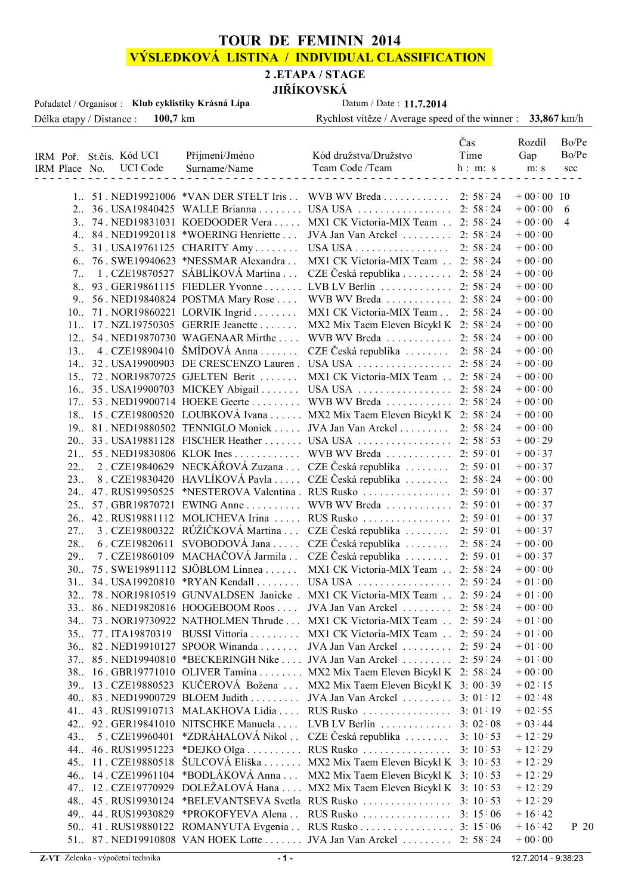# TOUR DE FEMININ 2014

## VÝSLEDKOVÁ LISTINA / INDIVIDUAL CLASSIFICATION

### 2 .ETAPA / STAGE

### JIŘÍKOVSKÁ

Pořadatel / Organisor : **Klub cyklistiky Krásná Lípa** Datum / Date : **11.7.2014**

Délka etapy / Distance : **100,7** km Rychlost vítěze / Average speed of the winner : **33,867** km/h

| IRM Poř. / IRM Place | St.čís. No. | Kód UCI / UCI Code | Příjmení/Jméno / Surname/Name | Kód družstva/Družstvo / Team Code /Team | Čas Time h : m: s | Rozdíl Gap m: s | Bo/Pe Bo/Pe sec |
|---|---|---|---|---|---|---|---|
| 1.. | 51 | NED19921006 | *VAN DER STELT Iris | WVB WV Breda | 2: 58 : 24 | + 00 : 00 | 10 |
| 2.. | 36 | USA19840425 | WALLE Brianna | USA USA | 2: 58 : 24 | + 00 : 00 | 6 |
| 3.. | 74 | NED19831031 | KOEDOODER Vera | MX1 CK Victoria-MIX Team | 2: 58 : 24 | + 00 : 00 | 4 |
| 4.. | 84 | NED19920118 | *WOERING Henriette | JVA Jan Van Arckel | 2: 58 : 24 | + 00 : 00 | |
| 5.. | 31 | USA19761125 | CHARITY Amy | USA USA | 2: 58 : 24 | + 00 : 00 | |
| 6.. | 76 | SWE19940623 | *NESSMAR Alexandra | MX1 CK Victoria-MIX Team | 2: 58 : 24 | + 00 : 00 | |
| 7.. | 1 | CZE19870527 | SÁBLÍKOVÁ Martina | CZE Česká republika | 2: 58 : 24 | + 00 : 00 | |
| 8.. | 93 | GER19861115 | FIEDLER Yvonne | LVB LV Berlín | 2: 58 : 24 | + 00 : 00 | |
| 9.. | 56 | NED19840824 | POSTMA Mary Rose | WVB WV Breda | 2: 58 : 24 | + 00 : 00 | |
| 10.. | 71 | NOR19860221 | LORVIK Ingrid | MX1 CK Victoria-MIX Team | 2: 58 : 24 | + 00 : 00 | |
| 11.. | 17 | NZL19750305 | GERRIE Jeanette | MX2 Mix Taem Eleven Bicykl K | 2: 58 : 24 | + 00 : 00 | |
| 12.. | 54 | NED19870730 | WAGENAAR Mirthe | WVB WV Breda | 2: 58 : 24 | + 00 : 00 | |
| 13.. | 4 | CZE19890410 | ŠMÍDOVÁ Anna | CZE Česká republika | 2: 58 : 24 | + 00 : 00 | |
| 14.. | 32 | USA19900903 | DE CRESCENZO Lauren | USA USA | 2: 58 : 24 | + 00 : 00 | |
| 15.. | 72 | NOR19870725 | GJELTEN Berit | MX1 CK Victoria-MIX Team | 2: 58 : 24 | + 00 : 00 | |
| 16.. | 35 | USA19900703 | MICKEY Abigail | USA USA | 2: 58 : 24 | + 00 : 00 | |
| 17.. | 53 | NED19900714 | HOEKE Geerte | WVB WV Breda | 2: 58 : 24 | + 00 : 00 | |
| 18.. | 15 | CZE19800520 | LOUBKOVÁ Ivana | MX2 Mix Taem Eleven Bicykl K | 2: 58 : 24 | + 00 : 00 | |
| 19.. | 81 | NED19880502 | TENNIGLO Moniek | JVA Jan Van Arckel | 2: 58 : 24 | + 00 : 00 | |
| 20.. | 33 | USA19881128 | FISCHER Heather | USA USA | 2: 58 : 53 | + 00 : 29 | |
| 21.. | 55 | NED19830806 | KLOK Ines | WVB WV Breda | 2: 59 : 01 | + 00 : 37 | |
| 22.. | 2 | CZE19840629 | NECKÁŘOVÁ Zuzana | CZE Česká republika | 2: 59 : 01 | + 00 : 37 | |
| 23.. | 8 | CZE19830420 | HAVLÍKOVÁ Pavla | CZE Česká republika | 2: 58 : 24 | + 00 : 00 | |
| 24.. | 47 | RUS19950525 | *NESTEROVA Valentina | RUS Rusko | 2: 59 : 01 | + 00 : 37 | |
| 25.. | 57 | GBR19870721 | EWING Anne | WVB WV Breda | 2: 59 : 01 | + 00 : 37 | |
| 26.. | 42 | RUS19881112 | MOLICHEVA Irina | RUS Rusko | 2: 59 : 01 | + 00 : 37 | |
| 27.. | 3 | CZE19800322 | RŮŽIČKOVÁ Martina | CZE Česká republika | 2: 59 : 01 | + 00 : 37 | |
| 28.. | 6 | CZE19820611 | SVOBODOVÁ Jana | CZE Česká republika | 2: 58 : 24 | + 00 : 00 | |
| 29.. | 7 | CZE19860109 | MACHAČOVÁ Jarmila | CZE Česká republika | 2: 59 : 01 | + 00 : 37 | |
| 30.. | 75 | SWE19891112 | SJÖBLOM Linnea | MX1 CK Victoria-MIX Team | 2: 58 : 24 | + 00 : 00 | |
| 31.. | 34 | USA19920810 | *RYAN Kendall | USA USA | 2: 59 : 24 | + 01 : 00 | |
| 32.. | 78 | NOR19810519 | GUNVALDSEN Janicke | MX1 CK Victoria-MIX Team | 2: 59 : 24 | + 01 : 00 | |
| 33.. | 86 | NED19820816 | HOOGEBOOM Roos | JVA Jan Van Arckel | 2: 58 : 24 | + 00 : 00 | |
| 34.. | 73 | NOR19730922 | NATHOLMEN Thrude | MX1 CK Victoria-MIX Team | 2: 59 : 24 | + 01 : 00 | |
| 35.. | 77 | ITA19870319 | BUSSI Vittoria | MX1 CK Victoria-MIX Team | 2: 59 : 24 | + 01 : 00 | |
| 36.. | 82 | NED19910127 | SPOOR Winanda | JVA Jan Van Arckel | 2: 59 : 24 | + 01 : 00 | |
| 37.. | 85 | NED19940810 | *BECKERINGH Nike | JVA Jan Van Arckel | 2: 59 : 24 | + 01 : 00 | |
| 38.. | 16 | GBR19771010 | OLIVER Tamina | MX2 Mix Taem Eleven Bicykl K | 2: 58 : 24 | + 00 : 00 | |
| 39.. | 13 | CZE19880523 | KUČEROVÁ Božena | MX2 Mix Taem Eleven Bicykl K | 3: 00 : 39 | + 02 : 15 | |
| 40.. | 83 | NED19900729 | BLOEM Judith | JVA Jan Van Arckel | 3: 01 : 12 | + 02 : 48 | |
| 41.. | 43 | RUS19910713 | MALAKHOVA Lidia | RUS Rusko | 3: 01 : 19 | + 02 : 55 | |
| 42.. | 92 | GER19841010 | NITSCHKE Manuela | LVB LV Berlín | 3: 02 : 08 | + 03 : 44 | |
| 43.. | 5 | CZE19960401 | *ZDRÁHALOVÁ Nikol | CZE Česká republika | 3: 10 : 53 | + 12 : 29 | |
| 44.. | 46 | RUS19951223 | *DEJKO Olga | RUS Rusko | 3: 10 : 53 | + 12 : 29 | |
| 45.. | 11 | CZE19880518 | ŠULCOVÁ Eliška | MX2 Mix Taem Eleven Bicykl K | 3: 10 : 53 | + 12 : 29 | |
| 46.. | 14 | CZE19961104 | *BODLÁKOVÁ Anna | MX2 Mix Taem Eleven Bicykl K | 3: 10 : 53 | + 12 : 29 | |
| 47.. | 12 | CZE19770929 | DOLEŽALOVÁ Hana | MX2 Mix Taem Eleven Bicykl K | 3: 10 : 53 | + 12 : 29 | |
| 48.. | 45 | RUS19930124 | *BELEVANTSEVA Svetla | RUS Rusko | 3: 10 : 53 | + 12 : 29 | |
| 49.. | 44 | RUS19930829 | *PROKOFYEVA Alena | RUS Rusko | 3: 15 : 06 | + 16 : 42 | |
| 50.. | 41 | RUS19880122 | ROMANYUTA Evgenia | RUS Rusko | 3: 15 : 06 | + 16 : 42 | P 20 |
| 51.. | 87 | NED19910808 | VAN HOEK Lotte | JVA Jan Van Arckel | 2: 58 : 24 | + 00 : 00 | |

Z-VT Zelenka - výpočetní technika 12.7.2014 - 9:38:23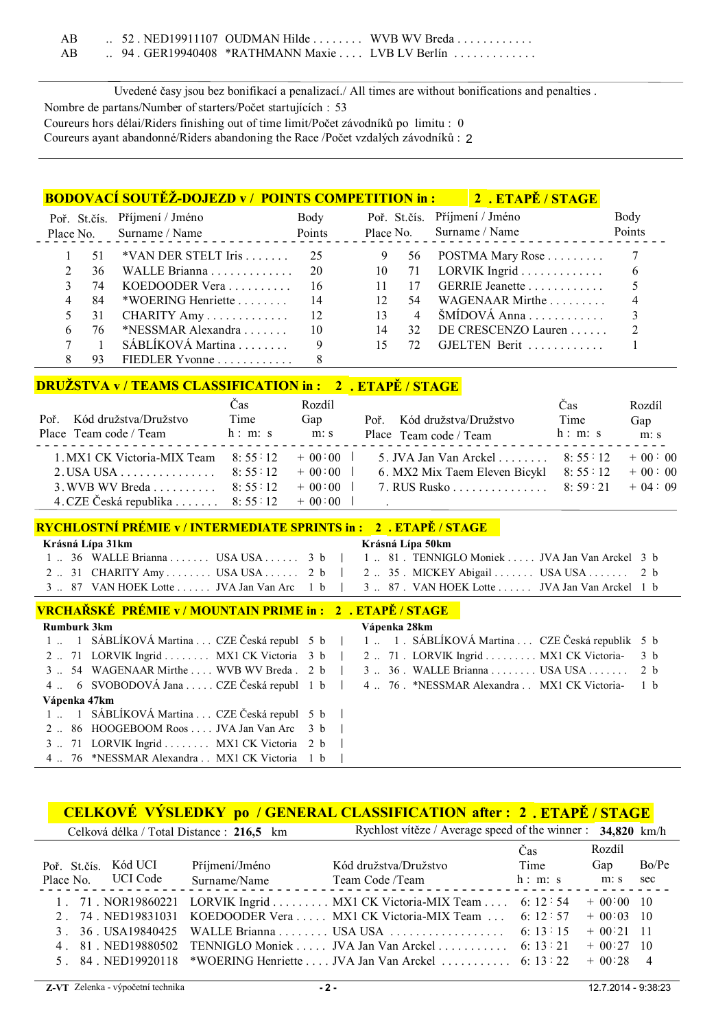| | | | |
|---|---|---|---|
| AB | .. 52 . NED19911107 | OUDMAN Hilde . . . . . . . . | WVB WV Breda . . . . . . . . . . . . |
| AB | .. 94 . GER19940408 | *RATHMANN Maxie . . . . | LVB LV Berlín . . . . . . . . . . . . . |

Uvedené časy jsou bez bonifikací a penalizací./ All times are without bonifications and penalties .

Nombre de partans/Number of starters/Počet startujících : 53

Coureurs hors délai/Riders finishing out of time limit/Počet závodníků po limitu : 0

Coureurs ayant abandonné/Riders abandoning the Race /Počet vzdalých závodníků : 2

## BODOVACÍ SOUTĚŽ-DOJEZD v / POINTS COMPETITION in : 2 . ETAPĚ / STAGE

| Poř. Place | St.čís. No. | Příjmení / Jméno Surname / Name | Body Points |
|---|---|---|---|
| 1 | 51 | *VAN DER STELT Iris . . . . . . . | 25 |
| 2 | 36 | WALLE Brianna . . . . . . . . . . . . | 20 |
| 3 | 74 | KOEDOODER Vera . . . . . . . . . . | 16 |
| 4 | 84 | *WOERING Henriette . . . . . . . . | 14 |
| 5 | 31 | CHARITY Amy . . . . . . . . . . . . . | 12 |
| 6 | 76 | *NESSMAR Alexandra . . . . . . . | 10 |
| 7 | 1 | SÁBLÍKOVÁ Martina . . . . . . . . | 9 |
| 8 | 93 | FIEDLER Yvonne . . . . . . . . . . . | 8 |
| 9 | 56 | POSTMA Mary Rose . . . . . . . . . | 7 |
| 10 | 71 | LORVIK Ingrid . . . . . . . . . . . . . | 6 |
| 11 | 17 | GERRIE Jeanette . . . . . . . . . . . . | 5 |
| 12 | 54 | WAGENAAR Mirthe . . . . . . . . . | 4 |
| 13 | 4 | ŠMÍDOVÁ Anna . . . . . . . . . . . . | 3 |
| 14 | 32 | DE CRESCENZO Lauren . . . . . . | 2 |
| 15 | 72 | GJELTEN Berit . . . . . . . . . . . . | 1 |

## DRUŽSTVA v / TEAMS CLASSIFICATION in : 2 . ETAPĚ / STAGE

| Poř. Place | Kód družstva/Družstvo Team code / Team | Čas Time h : m: s | Rozdíl Gap m: s |
|---|---|---|---|
| 1. | MX1 CK Victoria-MIX Team | 8: 55 : 12 | + 00 : 00 |
| 2. | USA USA . . . . . . . . . . . . . . . | 8: 55 : 12 | + 00 : 00 |
| 3. | WVB WV Breda . . . . . . . . . . | 8: 55 : 12 | + 00 : 00 |
| 4. | CZE Česká republika . . . . . . . | 8: 55 : 12 | + 00 : 00 |
| 5. | JVA Jan Van Arckel . . . . . . . . | 8: 55 : 12 | + 00 : 00 |
| 6. | MX2 Mix Taem Eleven Bicykl | 8: 55 : 12 | + 00 : 00 |
| 7. | RUS Rusko . . . . . . . . . . . . . . . | 8: 59 : 21 | + 04 : 09 |

## RYCHLOSTNÍ PRÉMIE v / INTERMEDIATE SPRINTS in : 2 . ETAPĚ / STAGE

**Krásná Lípa 31km**

| | | | | |
|---|---|---|---|---|
| 1 .. | 36 | WALLE Brianna . . . . . . . | USA USA . . . . . . | 3 b |
| 2 .. | 31 | CHARITY Amy . . . . . . . . | USA USA . . . . . . | 2 b |
| 3 .. | 87 | VAN HOEK Lotte . . . . . . | JVA Jan Van Arc | 1 b |

**Krásná Lípa 50km**

| | | | | |
|---|---|---|---|---|
| 1 .. | 81 . | TENNIGLO Moniek . . . . . | JVA Jan Van Arckel | 3 b |
| 2 .. | 35 . | MICKEY Abigail . . . . . . . | USA USA . . . . . . . | 2 b |
| 3 .. | 87 . | VAN HOEK Lotte . . . . . . | JVA Jan Van Arckel | 1 b |

## VRCHAŘSKÉ PRÉMIE v / MOUNTAIN PRIME in : 2 . ETAPĚ / STAGE

**Rumburk 3km**

| | | | | |
|---|---|---|---|---|
| 1 .. | 1 | SÁBLÍKOVÁ Martina . . . | CZE Česká republ | 5 b |
| 2 .. | 71 | LORVIK Ingrid . . . . . . . . | MX1 CK Victoria | 3 b |
| 3 .. | 54 | WAGENAAR Mirthe . . . . | WVB WV Breda . | 2 b |
| 4 .. | 6 | SVOBODOVÁ Jana . . . . . | CZE Česká republ | 1 b |

**Vápenka 28km**

| | | | | |
|---|---|---|---|---|
| 1 .. | 1 . | SÁBLÍKOVÁ Martina . . . | CZE Česká republik | 5 b |
| 2 .. | 71 . | LORVIK Ingrid . . . . . . . . . | MX1 CK Victoria- | 3 b |
| 3 .. | 36 . | WALLE Brianna . . . . . . . . | USA USA . . . . . . . | 2 b |
| 4 .. | 76 . | *NESSMAR Alexandra . . | MX1 CK Victoria- | 1 b |

**Vápenka 47km**

| | | | | |
|---|---|---|---|---|
| 1 .. | 1 | SÁBLÍKOVÁ Martina . . . | CZE Česká republ | 5 b |
| 2 .. | 86 | HOOGEBOOM Roos . . . . | JVA Jan Van Arc | 3 b |
| 3 .. | 71 | LORVIK Ingrid . . . . . . . . | MX1 CK Victoria | 2 b |
| 4 .. | 76 | *NESSMAR Alexandra . . | MX1 CK Victoria | 1 b |

## CELKOVÉ VÝSLEDKY po / GENERAL CLASSIFICATION after : 2 . ETAPĚ / STAGE

Celková délka / Total Distance : **216,5** km    Rychlost vítěze / Average speed of the winner : **34,820** km/h

| Poř. Place | St.čís. No. | Kód UCI UCI Code | Příjmení/Jméno Surname/Name | Kód družstva/Družstvo Team Code /Team | Čas Time h : m: s | Rozdíl Gap m: s | Bo/Pe sec |
|---|---|---|---|---|---|---|---|
| 1 . | 71 . | NOR19860221 | LORVIK Ingrid . . . . . . . . . | MX1 CK Victoria-MIX Team . . . . | 6: 12 : 54 | + 00 : 00 | 10 |
| 2 . | 74 . | NED19831031 | KOEDOODER Vera . . . . . | MX1 CK Victoria-MIX Team . . . | 6: 12 : 57 | + 00 : 03 | 10 |
| 3 . | 36 . | USA19840425 | WALLE Brianna . . . . . . . . | USA USA . . . . . . . . . . . . . . . . . . | 6: 13 : 15 | + 00 : 21 | 11 |
| 4 . | 81 . | NED19880502 | TENNIGLO Moniek . . . . . | JVA Jan Van Arckel . . . . . . . . . . . | 6: 13 : 21 | + 00 : 27 | 10 |
| 5 . | 84 . | NED19920118 | *WOERING Henriette . . . . | JVA Jan Van Arckel . . . . . . . . . . . | 6: 13 : 22 | + 00 : 28 | 4 |

**Z-VT** Zelenka - výpočetní technika    12.7.2014 - 9:38:23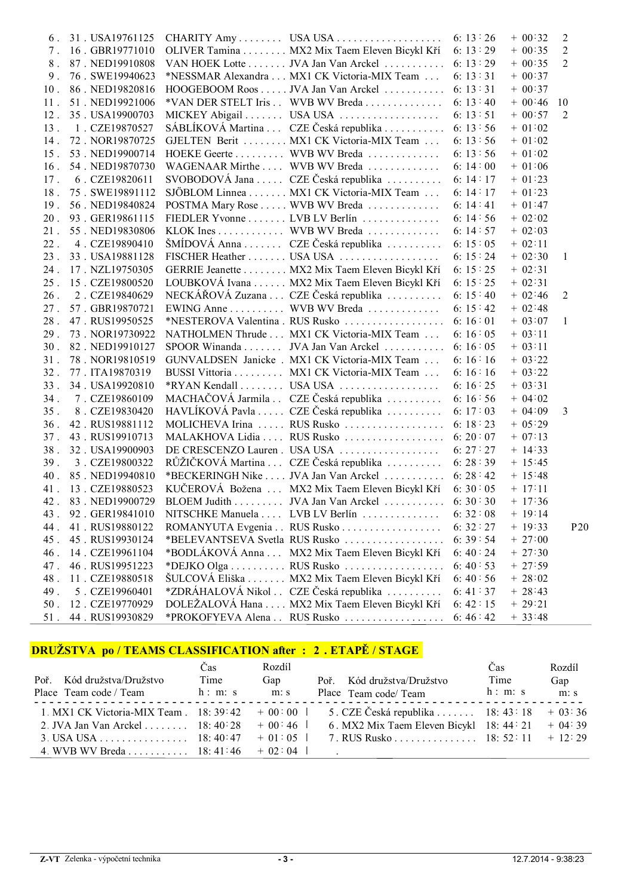| Place | No. | Code | Name | Team | Time | Gap | |
|---|---|---|---|---|---|---|---|
| 6. | 31. | USA19761125 | CHARITY Amy | USA USA | 6:13:26 | + 00:32 | 2 |
| 7. | 16. | GBR19771010 | OLIVER Tamina | MX2 Mix Taem Eleven Bicykl Kří | 6:13:29 | + 00:35 | 2 |
| 8. | 87. | NED19910808 | VAN HOEK Lotte | JVA Jan Van Arckel | 6:13:29 | + 00:35 | 2 |
| 9. | 76. | SWE19940623 | *NESSMAR Alexandra | MX1 CK Victoria-MIX Team | 6:13:31 | + 00:37 | |
| 10. | 86. | NED19820816 | HOOGEBOOM Roos | JVA Jan Van Arckel | 6:13:31 | + 00:37 | |
| 11. | 51. | NED19921006 | *VAN DER STELT Iris | WVB WV Breda | 6:13:40 | + 00:46 | 10 |
| 12. | 35. | USA19900703 | MICKEY Abigail | USA USA | 6:13:51 | + 00:57 | 2 |
| 13. | 1. | CZE19870527 | SÁBLÍKOVÁ Martina | CZE Česká republika | 6:13:56 | + 01:02 | |
| 14. | 72. | NOR19870725 | GJELTEN Berit | MX1 CK Victoria-MIX Team | 6:13:56 | + 01:02 | |
| 15. | 53. | NED19900714 | HOEKE Geerte | WVB WV Breda | 6:13:56 | + 01:02 | |
| 16. | 54. | NED19870730 | WAGENAAR Mirthe | WVB WV Breda | 6:14:00 | + 01:06 | |
| 17. | 6. | CZE19820611 | SVOBODOVÁ Jana | CZE Česká republika | 6:14:17 | + 01:23 | |
| 18. | 75. | SWE19891112 | SJÖBLOM Linnea | MX1 CK Victoria-MIX Team | 6:14:17 | + 01:23 | |
| 19. | 56. | NED19840824 | POSTMA Mary Rose | WVB WV Breda | 6:14:41 | + 01:47 | |
| 20. | 93. | GER19861115 | FIEDLER Yvonne | LVB LV Berlín | 6:14:56 | + 02:02 | |
| 21. | 55. | NED19830806 | KLOK Ines | WVB WV Breda | 6:14:57 | + 02:03 | |
| 22. | 4. | CZE19890410 | ŠMÍDOVÁ Anna | CZE Česká republika | 6:15:05 | + 02:11 | |
| 23. | 33. | USA19881128 | FISCHER Heather | USA USA | 6:15:24 | + 02:30 | 1 |
| 24. | 17. | NZL19750305 | GERRIE Jeanette | MX2 Mix Taem Eleven Bicykl Kří | 6:15:25 | + 02:31 | |
| 25. | 15. | CZE19800520 | LOUBKOVÁ Ivana | MX2 Mix Taem Eleven Bicykl Kří | 6:15:25 | + 02:31 | |
| 26. | 2. | CZE19840629 | NECKÁŘOVÁ Zuzana | CZE Česká republika | 6:15:40 | + 02:46 | 2 |
| 27. | 57. | GBR19870721 | EWING Anne | WVB WV Breda | 6:15:42 | + 02:48 | |
| 28. | 47. | RUS19950525 | *NESTEROVA Valentina | RUS Rusko | 6:16:01 | + 03:07 | 1 |
| 29. | 73. | NOR19730922 | NATHOLMEN Thrude | MX1 CK Victoria-MIX Team | 6:16:05 | + 03:11 | |
| 30. | 82. | NED19910127 | SPOOR Winanda | JVA Jan Van Arckel | 6:16:05 | + 03:11 | |
| 31. | 78. | NOR19810519 | GUNVALDSEN Janicke | MX1 CK Victoria-MIX Team | 6:16:16 | + 03:22 | |
| 32. | 77. | ITA19870319 | BUSSI Vittoria | MX1 CK Victoria-MIX Team | 6:16:16 | + 03:22 | |
| 33. | 34. | USA19920810 | *RYAN Kendall | USA USA | 6:16:25 | + 03:31 | |
| 34. | 7. | CZE19860109 | MACHAČOVÁ Jarmila | CZE Česká republika | 6:16:56 | + 04:02 | |
| 35. | 8. | CZE19830420 | HAVLÍKOVÁ Pavla | CZE Česká republika | 6:17:03 | + 04:09 | 3 |
| 36. | 42. | RUS19881112 | MOLICHEVA Irina | RUS Rusko | 6:18:23 | + 05:29 | |
| 37. | 43. | RUS19910713 | MALAKHOVA Lidia | RUS Rusko | 6:20:07 | + 07:13 | |
| 38. | 32. | USA19900903 | DE CRESCENZO Lauren | USA USA | 6:27:27 | + 14:33 | |
| 39. | 3. | CZE19800322 | RŮŽIČKOVÁ Martina | CZE Česká republika | 6:28:39 | + 15:45 | |
| 40. | 85. | NED19940810 | *BECKERINGH Nike | JVA Jan Van Arckel | 6:28:42 | + 15:48 | |
| 41. | 13. | CZE19880523 | KUČEROVÁ Božena | MX2 Mix Taem Eleven Bicykl Kří | 6:30:05 | + 17:11 | |
| 42. | 83. | NED19900729 | BLOEM Judith | JVA Jan Van Arckel | 6:30:30 | + 17:36 | |
| 43. | 92. | GER19841010 | NITSCHKE Manuela | LVB LV Berlín | 6:32:08 | + 19:14 | |
| 44. | 41. | RUS19880122 | ROMANYUTA Evgenia | RUS Rusko | 6:32:27 | + 19:33 | P20 |
| 45. | 45. | RUS19930124 | *BELEVANTSEVA Svetla | RUS Rusko | 6:39:54 | + 27:00 | |
| 46. | 14. | CZE19961104 | *BODLÁKOVÁ Anna | MX2 Mix Taem Eleven Bicykl Kří | 6:40:24 | + 27:30 | |
| 47. | 46. | RUS19951223 | *DEJKO Olga | RUS Rusko | 6:40:53 | + 27:59 | |
| 48. | 11. | CZE19880518 | ŠULCOVÁ Eliška | MX2 Mix Taem Eleven Bicykl Kří | 6:40:56 | + 28:02 | |
| 49. | 5. | CZE19960401 | *ZDRÁHALOVÁ Nikol | CZE Česká republika | 6:41:37 | + 28:43 | |
| 50. | 12. | CZE19770929 | DOLEŽALOVÁ Hana | MX2 Mix Taem Eleven Bicykl Kří | 6:42:15 | + 29:21 | |
| 51. | 44. | RUS19930829 | *PROKOFYEVA Alena | RUS Rusko | 6:46:42 | + 33:48 | |

## DRUŽSTVA po / TEAMS CLASSIFICATION after : 2 . ETAPĚ / STAGE

| Poř. Place | Kód družstva/Družstvo Team code / Team | Čas Time h : m : s | Rozdíl Gap m : s |
|---|---|---|---|
| 1. | MX1 CK Victoria-MIX Team | 18:39:42 | + 00:00 |
| 2. | JVA Jan Van Arckel | 18:40:28 | + 00:46 |
| 3. | USA USA | 18:40:47 | + 01:05 |
| 4. | WVB WV Breda | 18:41:46 | + 02:04 |
| 5. | CZE Česká republika | 18:43:18 | + 03:36 |
| 6. | MX2 Mix Taem Eleven Bicykl | 18:44:21 | + 04:39 |
| 7. | RUS Rusko | 18:52:11 | + 12:29 |

Z-VT Zelenka - výpočetní technika — 12.7.2014 - 9:38:23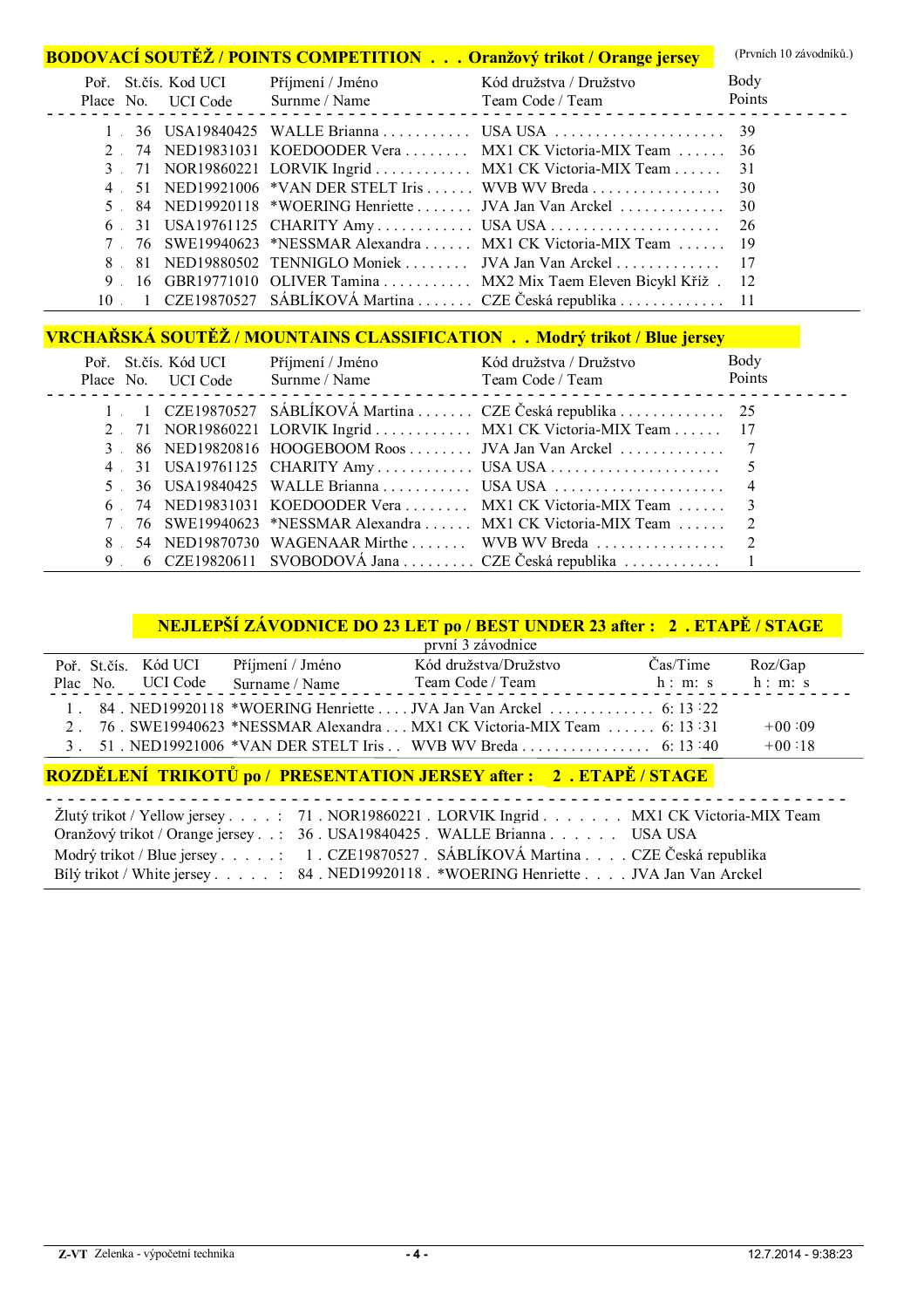## BODOVACÍ SOUTĚŽ / POINTS COMPETITION . . . Oranžový trikot / Orange jersey

(Prvních 10 závodníků.)

| Poř. Place | St.čís. No. | Kod UCI UCI Code | Příjmení / Jméno Surname / Name | Kód družstva / Družstvo Team Code / Team | Body Points |
|---|---|---|---|---|---|
| 1 . | 36 | USA19840425 | WALLE Brianna | USA USA | 39 |
| 2 . | 74 | NED19831031 | KOEDOODER Vera | MX1 CK Victoria-MIX Team | 36 |
| 3 . | 71 | NOR19860221 | LORVIK Ingrid | MX1 CK Victoria-MIX Team | 31 |
| 4 . | 51 | NED19921006 | *VAN DER STELT Iris | WVB WV Breda | 30 |
| 5 . | 84 | NED19920118 | *WOERING Henriette | JVA Jan Van Arckel | 30 |
| 6 . | 31 | USA19761125 | CHARITY Amy | USA USA | 26 |
| 7 . | 76 | SWE19940623 | *NESSMAR Alexandra | MX1 CK Victoria-MIX Team | 19 |
| 8 . | 81 | NED19880502 | TENNIGLO Moniek | JVA Jan Van Arckel | 17 |
| 9 . | 16 | GBR19771010 | OLIVER Tamina | MX2 Mix Taem Eleven Bicykl Kříž | 12 |
| 10 . | 1 | CZE19870527 | SÁBLÍKOVÁ Martina | CZE Česká republika | 11 |

## VRCHAŘSKÁ SOUTĚŽ / MOUNTAINS CLASSIFICATION . . Modrý trikot / Blue jersey

| Poř. Place | St.čís. No. | Kód UCI UCI Code | Příjmení / Jméno Surname / Name | Kód družstva / Družstvo Team Code / Team | Body Points |
|---|---|---|---|---|---|
| 1 . | 1 | CZE19870527 | SÁBLÍKOVÁ Martina | CZE Česká republika | 25 |
| 2 . | 71 | NOR19860221 | LORVIK Ingrid | MX1 CK Victoria-MIX Team | 17 |
| 3 . | 86 | NED19820816 | HOOGEBOOM Roos | JVA Jan Van Arckel | 7 |
| 4 . | 31 | USA19761125 | CHARITY Amy | USA USA | 5 |
| 5 . | 36 | USA19840425 | WALLE Brianna | USA USA | 4 |
| 6 . | 74 | NED19831031 | KOEDOODER Vera | MX1 CK Victoria-MIX Team | 3 |
| 7 . | 76 | SWE19940623 | *NESSMAR Alexandra | MX1 CK Victoria-MIX Team | 2 |
| 8 . | 54 | NED19870730 | WAGENAAR Mirthe | WVB WV Breda | 2 |
| 9 . | 6 | CZE19820611 | SVOBODOVÁ Jana | CZE Česká republika | 1 |

## NEJLEPŠÍ ZÁVODNICE DO 23 LET po / BEST UNDER 23 after : 2 . ETAPĚ / STAGE

první 3 závodnice

| Poř. Plac | St.čís. No. | Kód UCI UCI Code | Příjmení / Jméno Surname / Name | Kód družstva/Družstvo Team Code / Team | Čas/Time h : m: s | Roz/Gap h : m: s |
|---|---|---|---|---|---|---|
| 1 . | 84 . | NED19920118 | *WOERING Henriette | JVA Jan Van Arckel | 6: 13 :22 | |
| 2 . | 76 . | SWE19940623 | *NESSMAR Alexandra | MX1 CK Victoria-MIX Team | 6: 13 :31 | +00 :09 |
| 3 . | 51 . | NED19921006 | *VAN DER STELT Iris | WVB WV Breda | 6: 13 :40 | +00 :18 |

## ROZDĚLENÍ TRIKOTŮ po / PRESENTATION JERSEY after : 2 . ETAPĚ / STAGE

| | | | | |
|---|---|---|---|---|
| Žlutý trikot / Yellow jersey | 71 | NOR19860221 | LORVIK Ingrid | MX1 CK Victoria-MIX Team |
| Oranžový trikot / Orange jersey | 36 | USA19840425 | WALLE Brianna | USA USA |
| Modrý trikot / Blue jersey | 1 | CZE19870527 | SÁBLÍKOVÁ Martina | CZE Česká republika |
| Bílý trikot / White jersey | 84 | NED19920118 | *WOERING Henriette | JVA Jan Van Arckel |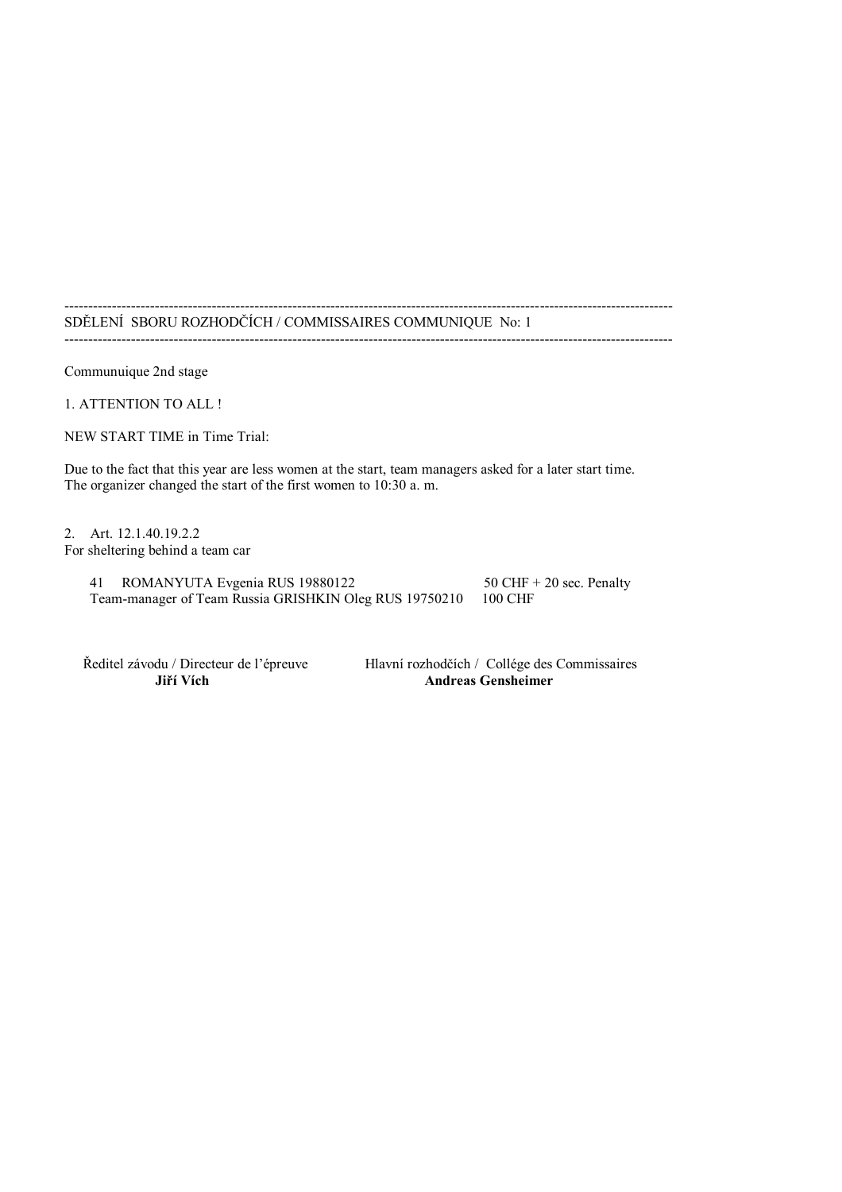---

SDĚLENÍ SBORU ROZHODČÍCH / COMMISSAIRES COMMUNIQUE No: 1

---

Communuique 2nd stage

1. ATTENTION TO ALL !

NEW START TIME in Time Trial:

Due to the fact that this year are less women at the start, team managers asked for a later start time.
The organizer changed the start of the first women to 10:30 a. m.

2. Art. 12.1.40.19.2.2
For sheltering behind a team car

| | |
|---|---|
| 41 ROMANYUTA Evgenia RUS 19880122 | 50 CHF + 20 sec. Penalty |
| Team-manager of Team Russia GRISHKIN Oleg RUS 19750210 | 100 CHF |

| Ředitel závodu / Directeur de l'épreuve | Hlavní rozhodčích / Collége des Commissaires |
|---|---|
| **Jiří Vích** | **Andreas Gensheimer** |